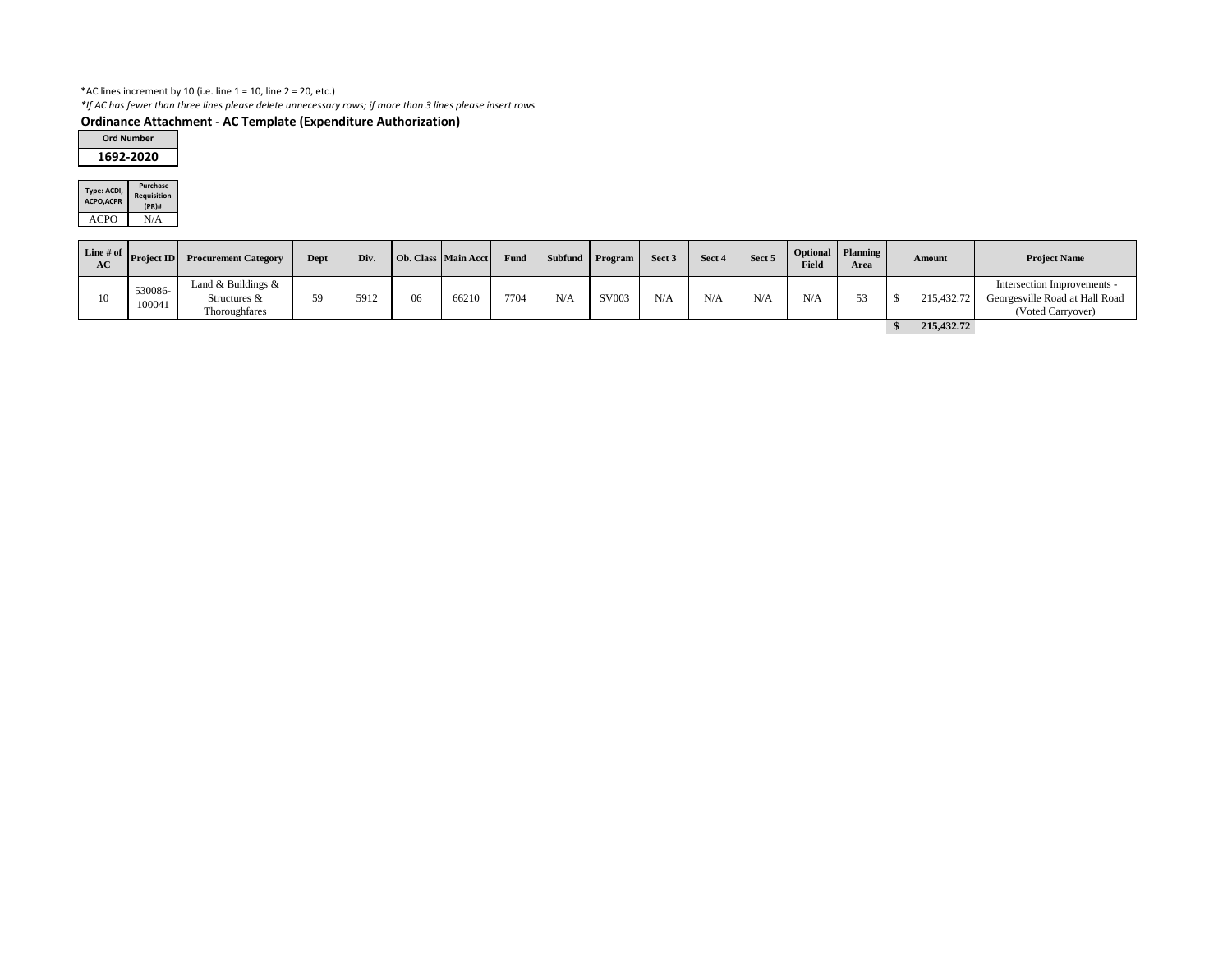*AC lines increment by 10 (i.e. line 1 = 10, line 2 = 20, etc.)

*If AC has fewer than three lines please delete unnecessary rows; if more than 3 lines please insert rows*

**Ordinance Attachment - AC Template (Expenditure Authorization)**

| Ord Number |
|---|
| **1692-2020** |

| Type: ACDI, ACPO,ACPR | Purchase Requisition (PR)# |
|---|---|
| ACPO | N/A |

| Line # of AC | Project ID | Procurement Category | Dept | Div. | Ob. Class | Main Acct | Fund | Subfund | Program | Sect 3 | Sect 4 | Sect 5 | Optional Field | Planning Area | Amount | Project Name |
|---|---|---|---|---|---|---|---|---|---|---|---|---|---|---|---|---|
| 10 | 530086-100041 | Land & Buildings & Structures & Thoroughfares | 59 | 5912 | 06 | 66210 | 7704 | N/A | SV003 | N/A | N/A | N/A | N/A | 53 | $ 215,432.72 | Intersection Improvements - Georgesville Road at Hall Road (Voted Carryover) |
| | | | | | | | | | | | | | | | **$ 215,432.72** | |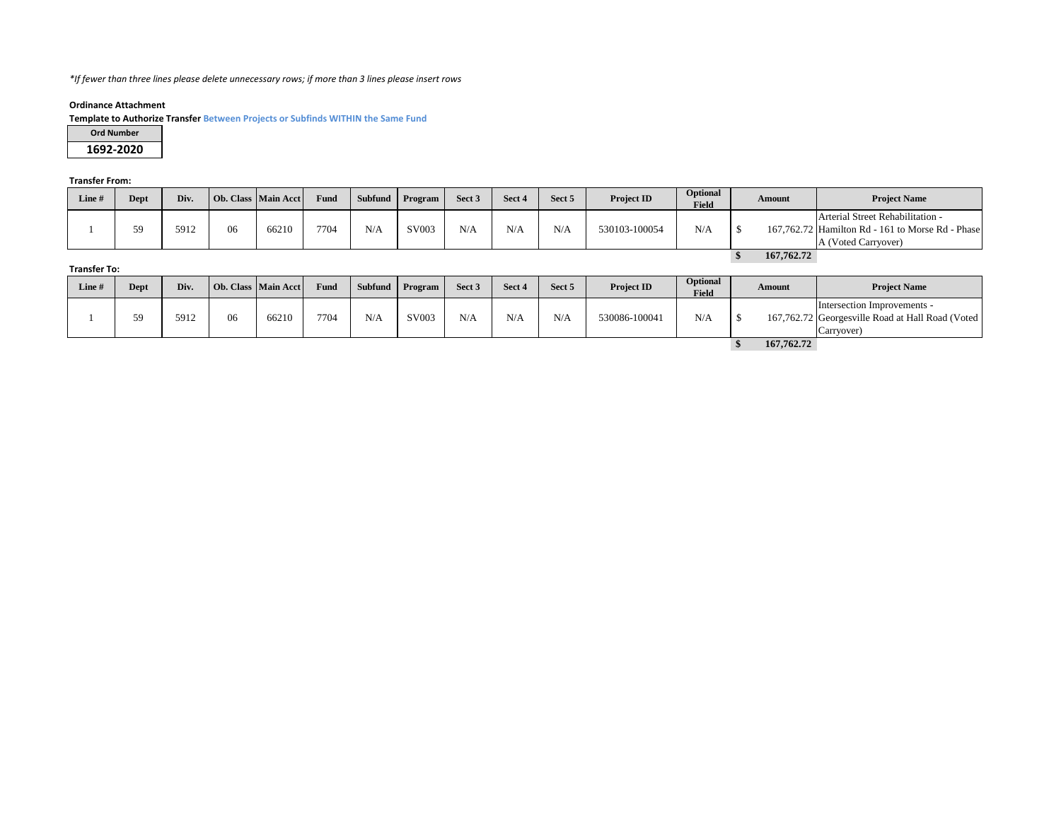*\*If fewer than three lines please delete unnecessary rows; if more than 3 lines please insert rows*

**Ordinance Attachment**

**Template to Authorize Transfer Between Projects or Subfinds WITHIN the Same Fund**

| Ord Number |
|---|
| **1692-2020** |

**Transfer From:**

| Line # | Dept | Div. | Ob. Class | Main Acct | Fund | Subfund | Program | Sect 3 | Sect 4 | Sect 5 | Project ID | Optional Field | Amount | Project Name |
|---|---|---|---|---|---|---|---|---|---|---|---|---|---|---|
| 1 | 59 | 5912 | 06 | 66210 | 7704 | N/A | SV003 | N/A | N/A | N/A | 530103-100054 | N/A | $ 167,762.72 | Arterial Street Rehabilitation - Hamilton Rd - 161 to Morse Rd - Phase A (Voted Carryover) |
| | | | | | | | | | | | | | **$ 167,762.72** | |

**Transfer To:**

| Line # | Dept | Div. | Ob. Class | Main Acct | Fund | Subfund | Program | Sect 3 | Sect 4 | Sect 5 | Project ID | Optional Field | Amount | Project Name |
|---|---|---|---|---|---|---|---|---|---|---|---|---|---|---|
| 1 | 59 | 5912 | 06 | 66210 | 7704 | N/A | SV003 | N/A | N/A | N/A | 530086-100041 | N/A | $ 167,762.72 | Intersection Improvements - Georgesville Road at Hall Road (Voted Carryover) |
| | | | | | | | | | | | | | **$ 167,762.72** | |